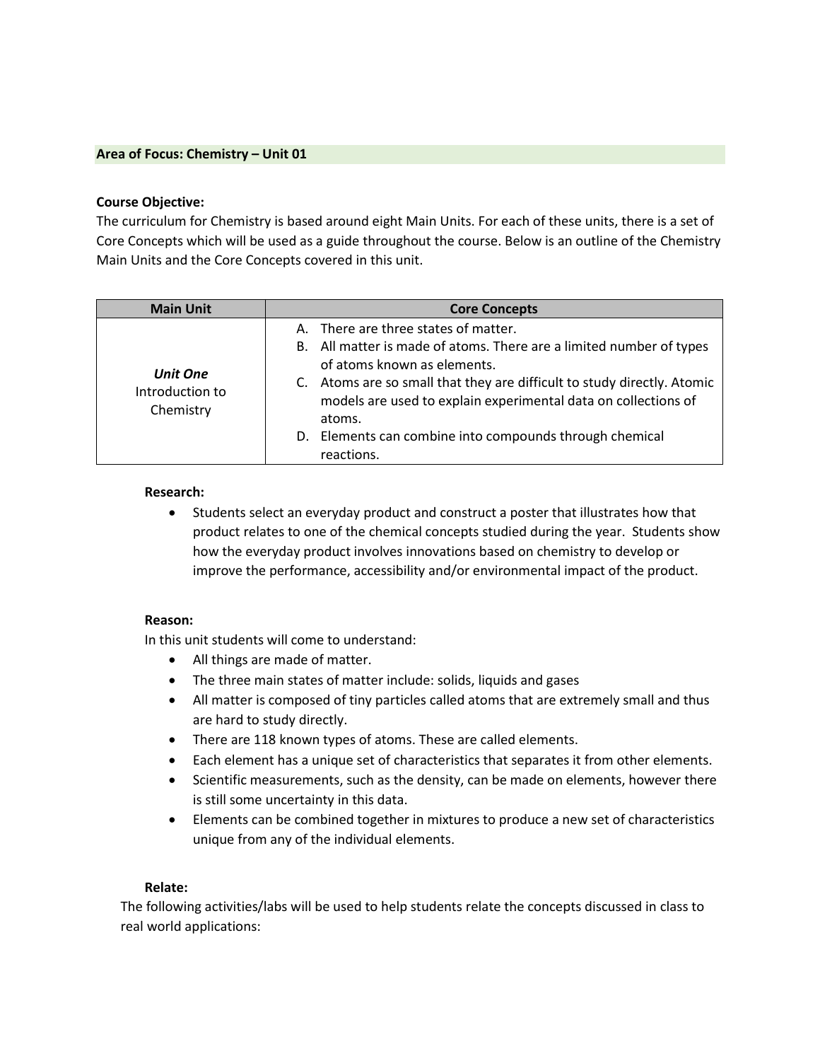**Area of Focus: Chemistry – Unit 01**

**Course Objective:**

The curriculum for Chemistry is based around eight Main Units. For each of these units, there is a set of Core Concepts which will be used as a guide throughout the course. Below is an outline of the Chemistry Main Units and the Core Concepts covered in this unit.

| Main Unit | Core Concepts |
|---|---|
| ***Unit One*** Introduction to Chemistry | A. There are three states of matter.<br>B. All matter is made of atoms. There are a limited number of types of atoms known as elements.<br>C. Atoms are so small that they are difficult to study directly. Atomic models are used to explain experimental data on collections of atoms.<br>D. Elements can combine into compounds through chemical reactions. |

**Research:**

- Students select an everyday product and construct a poster that illustrates how that product relates to one of the chemical concepts studied during the year. Students show how the everyday product involves innovations based on chemistry to develop or improve the performance, accessibility and/or environmental impact of the product.

**Reason:**

In this unit students will come to understand:

- All things are made of matter.
- The three main states of matter include: solids, liquids and gases
- All matter is composed of tiny particles called atoms that are extremely small and thus are hard to study directly.
- There are 118 known types of atoms. These are called elements.
- Each element has a unique set of characteristics that separates it from other elements.
- Scientific measurements, such as the density, can be made on elements, however there is still some uncertainty in this data.
- Elements can be combined together in mixtures to produce a new set of characteristics unique from any of the individual elements.

**Relate:**

The following activities/labs will be used to help students relate the concepts discussed in class to real world applications: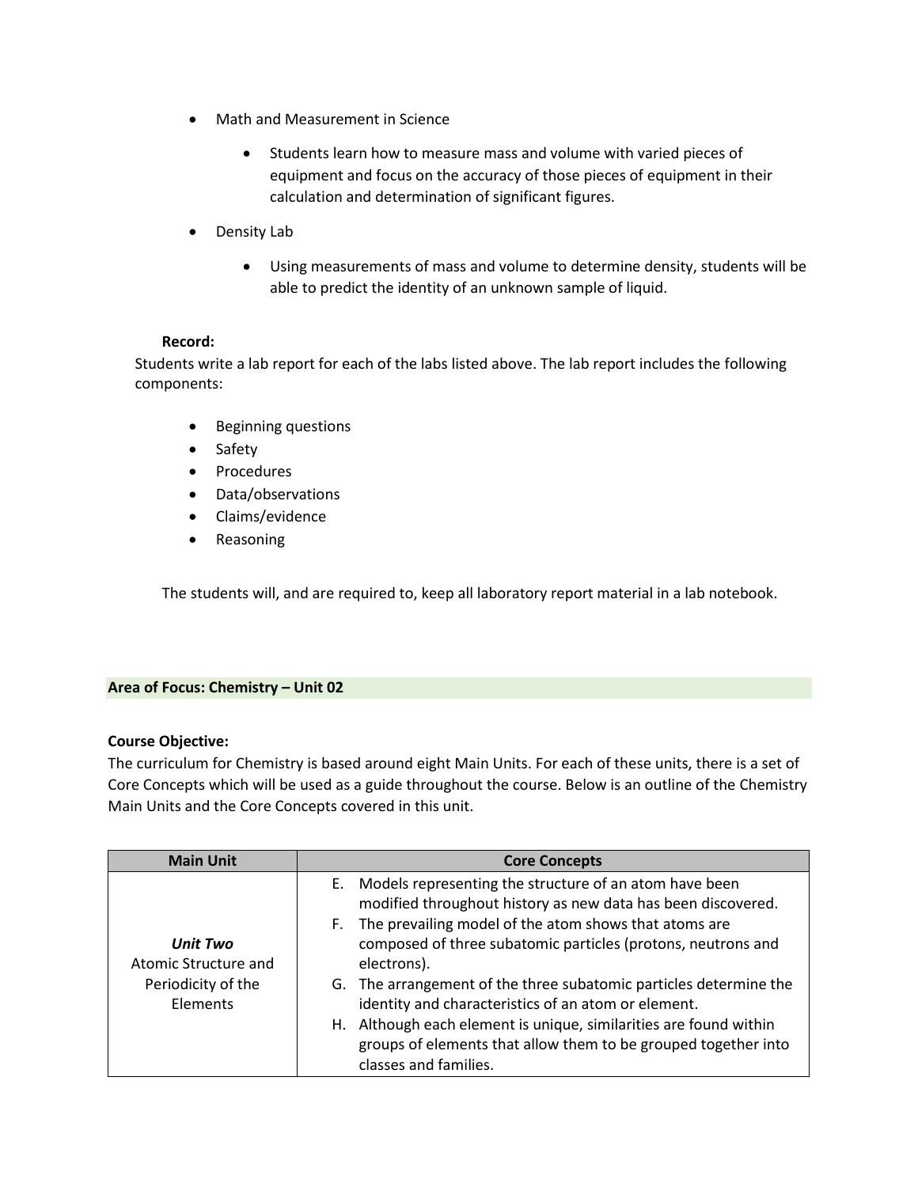- Math and Measurement in Science
    - Students learn how to measure mass and volume with varied pieces of equipment and focus on the accuracy of those pieces of equipment in their calculation and determination of significant figures.
- Density Lab
    - Using measurements of mass and volume to determine density, students will be able to predict the identity of an unknown sample of liquid.

**Record:**

Students write a lab report for each of the labs listed above. The lab report includes the following components:

- Beginning questions
- Safety
- Procedures
- Data/observations
- Claims/evidence
- Reasoning

The students will, and are required to, keep all laboratory report material in a lab notebook.

**Area of Focus: Chemistry – Unit 02**

**Course Objective:**

The curriculum for Chemistry is based around eight Main Units. For each of these units, there is a set of Core Concepts which will be used as a guide throughout the course. Below is an outline of the Chemistry Main Units and the Core Concepts covered in this unit.

| Main Unit | Core Concepts |
|---|---|
| ***Unit Two*** Atomic Structure and Periodicity of the Elements | E. Models representing the structure of an atom have been modified throughout history as new data has been discovered. F. The prevailing model of the atom shows that atoms are composed of three subatomic particles (protons, neutrons and electrons). G. The arrangement of the three subatomic particles determine the identity and characteristics of an atom or element. H. Although each element is unique, similarities are found within groups of elements that allow them to be grouped together into classes and families. |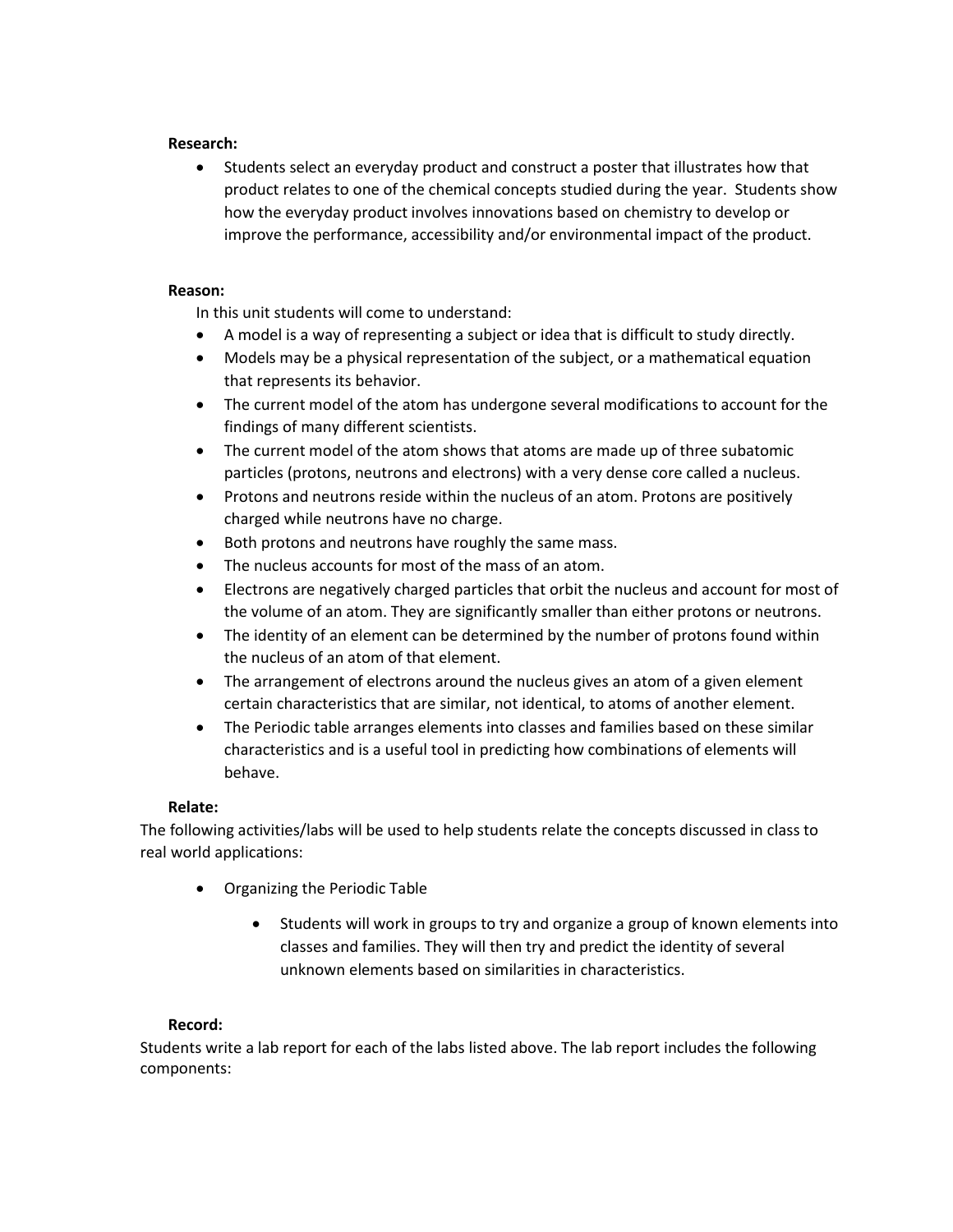**Research:**

- Students select an everyday product and construct a poster that illustrates how that product relates to one of the chemical concepts studied during the year. Students show how the everyday product involves innovations based on chemistry to develop or improve the performance, accessibility and/or environmental impact of the product.

**Reason:**

In this unit students will come to understand:

- A model is a way of representing a subject or idea that is difficult to study directly.
- Models may be a physical representation of the subject, or a mathematical equation that represents its behavior.
- The current model of the atom has undergone several modifications to account for the findings of many different scientists.
- The current model of the atom shows that atoms are made up of three subatomic particles (protons, neutrons and electrons) with a very dense core called a nucleus.
- Protons and neutrons reside within the nucleus of an atom. Protons are positively charged while neutrons have no charge.
- Both protons and neutrons have roughly the same mass.
- The nucleus accounts for most of the mass of an atom.
- Electrons are negatively charged particles that orbit the nucleus and account for most of the volume of an atom. They are significantly smaller than either protons or neutrons.
- The identity of an element can be determined by the number of protons found within the nucleus of an atom of that element.
- The arrangement of electrons around the nucleus gives an atom of a given element certain characteristics that are similar, not identical, to atoms of another element.
- The Periodic table arranges elements into classes and families based on these similar characteristics and is a useful tool in predicting how combinations of elements will behave.

**Relate:**

The following activities/labs will be used to help students relate the concepts discussed in class to real world applications:

- Organizing the Periodic Table
  - Students will work in groups to try and organize a group of known elements into classes and families. They will then try and predict the identity of several unknown elements based on similarities in characteristics.

**Record:**

Students write a lab report for each of the labs listed above. The lab report includes the following components: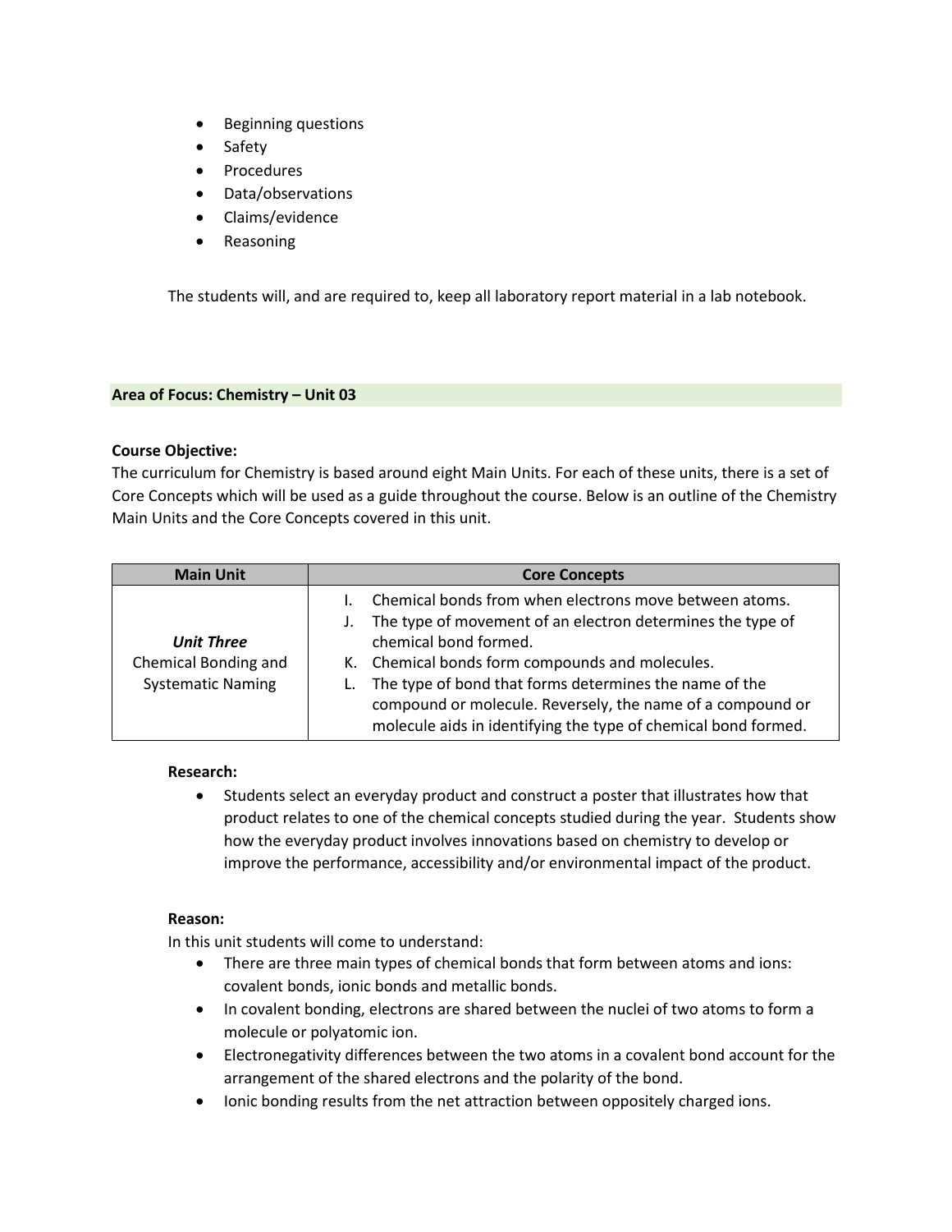- Beginning questions
- Safety
- Procedures
- Data/observations
- Claims/evidence
- Reasoning

The students will, and are required to, keep all laboratory report material in a lab notebook.

**Area of Focus: Chemistry – Unit 03**

**Course Objective:**
The curriculum for Chemistry is based around eight Main Units. For each of these units, there is a set of Core Concepts which will be used as a guide throughout the course. Below is an outline of the Chemistry Main Units and the Core Concepts covered in this unit.

| Main Unit | Core Concepts |
|---|---|
| ***Unit Three*** Chemical Bonding and Systematic Naming | I. Chemical bonds from when electrons move between atoms. <br> J. The type of movement of an electron determines the type of chemical bond formed. <br> K. Chemical bonds form compounds and molecules. <br> L. The type of bond that forms determines the name of the compound or molecule. Reversely, the name of a compound or molecule aids in identifying the type of chemical bond formed. |

**Research:**

- Students select an everyday product and construct a poster that illustrates how that product relates to one of the chemical concepts studied during the year. Students show how the everyday product involves innovations based on chemistry to develop or improve the performance, accessibility and/or environmental impact of the product.

**Reason:**
In this unit students will come to understand:

- There are three main types of chemical bonds that form between atoms and ions: covalent bonds, ionic bonds and metallic bonds.
- In covalent bonding, electrons are shared between the nuclei of two atoms to form a molecule or polyatomic ion.
- Electronegativity differences between the two atoms in a covalent bond account for the arrangement of the shared electrons and the polarity of the bond.
- Ionic bonding results from the net attraction between oppositely charged ions.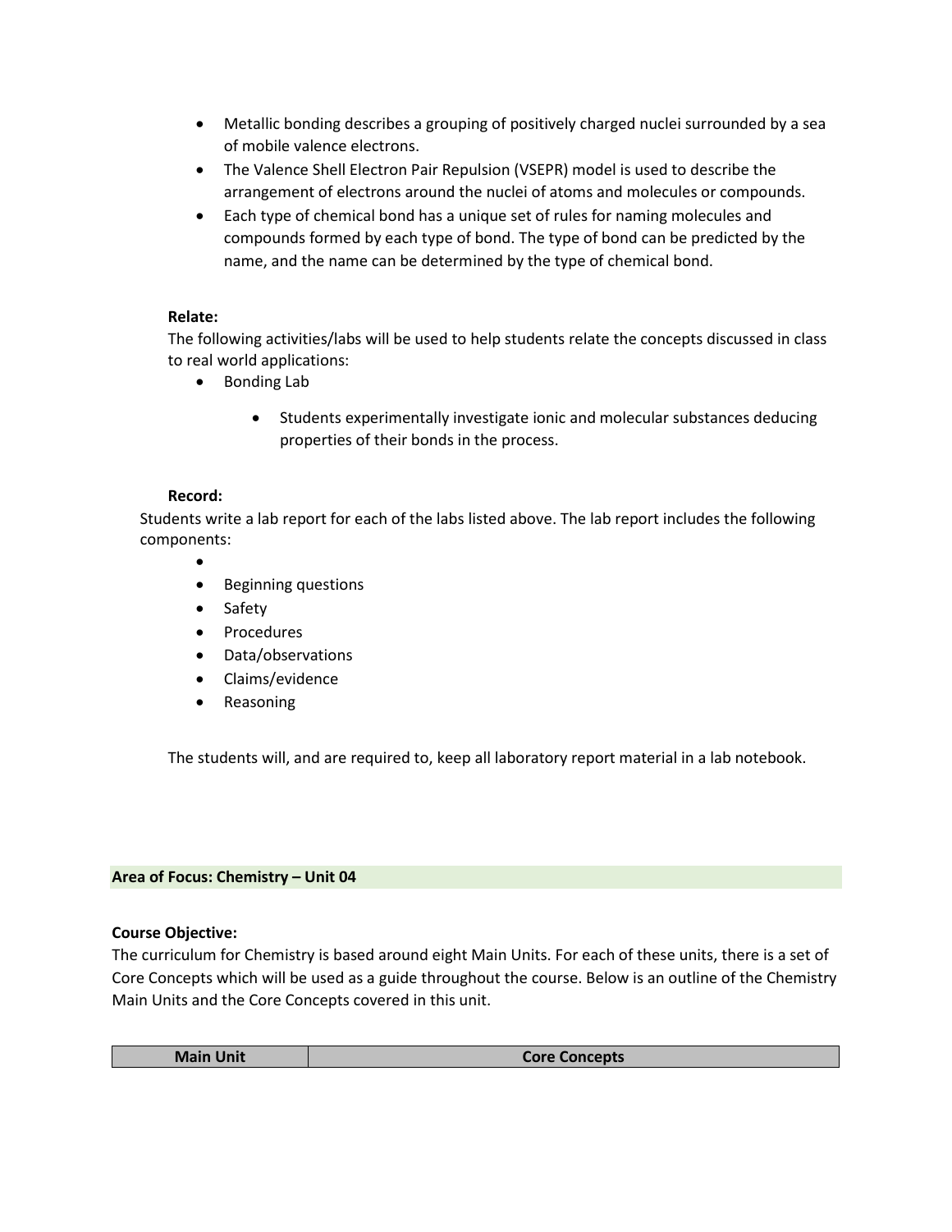- Metallic bonding describes a grouping of positively charged nuclei surrounded by a sea of mobile valence electrons.
- The Valence Shell Electron Pair Repulsion (VSEPR) model is used to describe the arrangement of electrons around the nuclei of atoms and molecules or compounds.
- Each type of chemical bond has a unique set of rules for naming molecules and compounds formed by each type of bond. The type of bond can be predicted by the name, and the name can be determined by the type of chemical bond.

**Relate:**

The following activities/labs will be used to help students relate the concepts discussed in class to real world applications:

- Bonding Lab
    - Students experimentally investigate ionic and molecular substances deducing properties of their bonds in the process.

**Record:**

Students write a lab report for each of the labs listed above. The lab report includes the following components:

- 
- Beginning questions
- Safety
- Procedures
- Data/observations
- Claims/evidence
- Reasoning

The students will, and are required to, keep all laboratory report material in a lab notebook.

**Area of Focus: Chemistry – Unit 04**

**Course Objective:**

The curriculum for Chemistry is based around eight Main Units. For each of these units, there is a set of Core Concepts which will be used as a guide throughout the course. Below is an outline of the Chemistry Main Units and the Core Concepts covered in this unit.

| Main Unit | Core Concepts |
| --- | --- |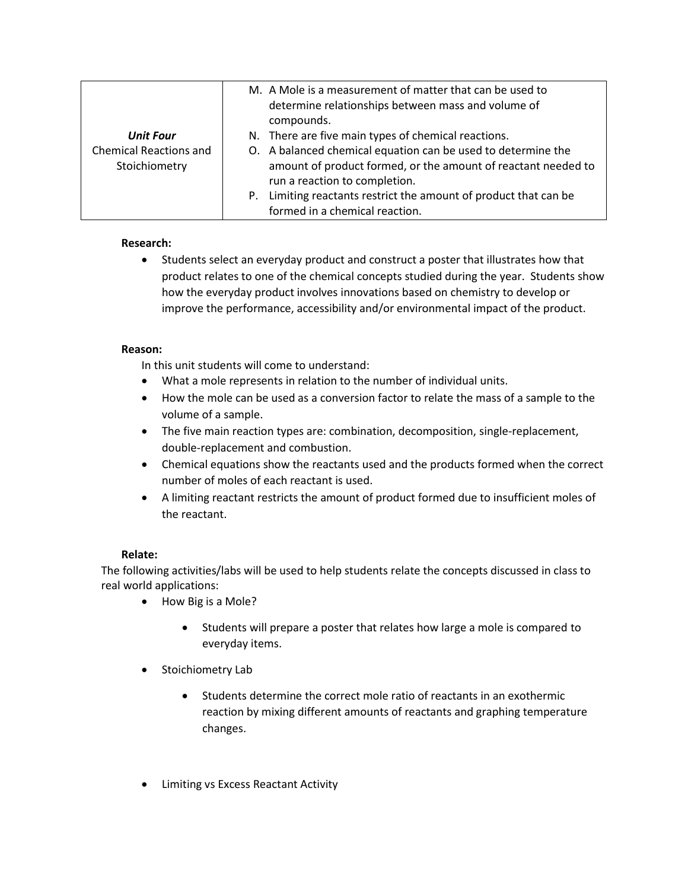| | |
|---|---|
| ***Unit Four*** <br> Chemical Reactions and Stoichiometry | M. A Mole is a measurement of matter that can be used to determine relationships between mass and volume of compounds. <br> N. There are five main types of chemical reactions. <br> O. A balanced chemical equation can be used to determine the amount of product formed, or the amount of reactant needed to run a reaction to completion. <br> P. Limiting reactants restrict the amount of product that can be formed in a chemical reaction. |

**Research:**

- Students select an everyday product and construct a poster that illustrates how that product relates to one of the chemical concepts studied during the year. Students show how the everyday product involves innovations based on chemistry to develop or improve the performance, accessibility and/or environmental impact of the product.

**Reason:**

In this unit students will come to understand:

- What a mole represents in relation to the number of individual units.
- How the mole can be used as a conversion factor to relate the mass of a sample to the volume of a sample.
- The five main reaction types are: combination, decomposition, single-replacement, double-replacement and combustion.
- Chemical equations show the reactants used and the products formed when the correct number of moles of each reactant is used.
- A limiting reactant restricts the amount of product formed due to insufficient moles of the reactant.

**Relate:**

The following activities/labs will be used to help students relate the concepts discussed in class to real world applications:

- How Big is a Mole?
  - Students will prepare a poster that relates how large a mole is compared to everyday items.
- Stoichiometry Lab
  - Students determine the correct mole ratio of reactants in an exothermic reaction by mixing different amounts of reactants and graphing temperature changes.
- Limiting vs Excess Reactant Activity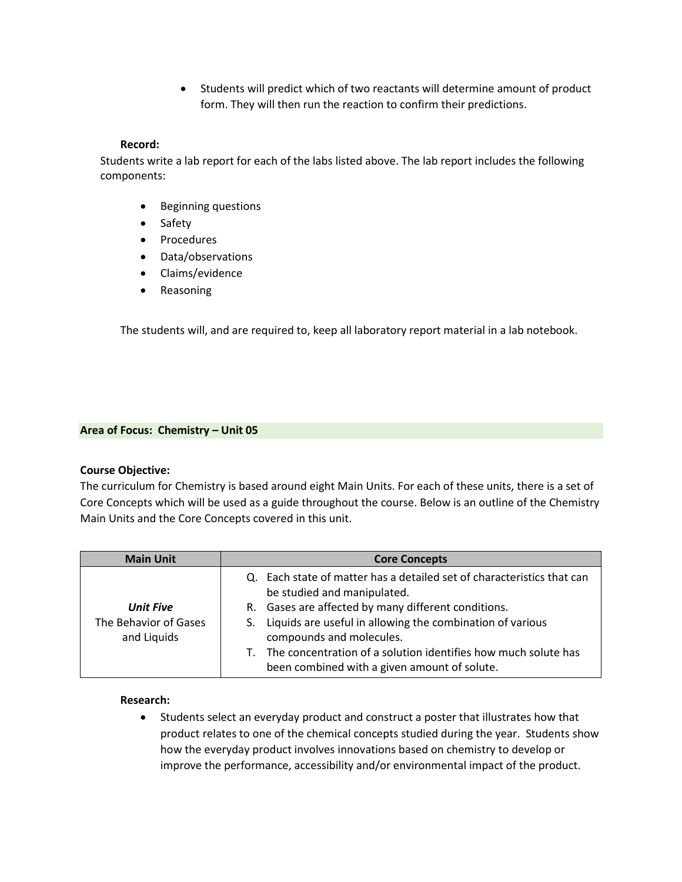- Students will predict which of two reactants will determine amount of product form. They will then run the reaction to confirm their predictions.

**Record:**

Students write a lab report for each of the labs listed above. The lab report includes the following components:

- Beginning questions
- Safety
- Procedures
- Data/observations
- Claims/evidence
- Reasoning

The students will, and are required to, keep all laboratory report material in a lab notebook.

**Area of Focus: Chemistry – Unit 05**

**Course Objective:**

The curriculum for Chemistry is based around eight Main Units. For each of these units, there is a set of Core Concepts which will be used as a guide throughout the course. Below is an outline of the Chemistry Main Units and the Core Concepts covered in this unit.

| Main Unit | Core Concepts |
|---|---|
| ***Unit Five*** The Behavior of Gases and Liquids | Q. Each state of matter has a detailed set of characteristics that can be studied and manipulated. R. Gases are affected by many different conditions. S. Liquids are useful in allowing the combination of various compounds and molecules. T. The concentration of a solution identifies how much solute has been combined with a given amount of solute. |

**Research:**

- Students select an everyday product and construct a poster that illustrates how that product relates to one of the chemical concepts studied during the year. Students show how the everyday product involves innovations based on chemistry to develop or improve the performance, accessibility and/or environmental impact of the product.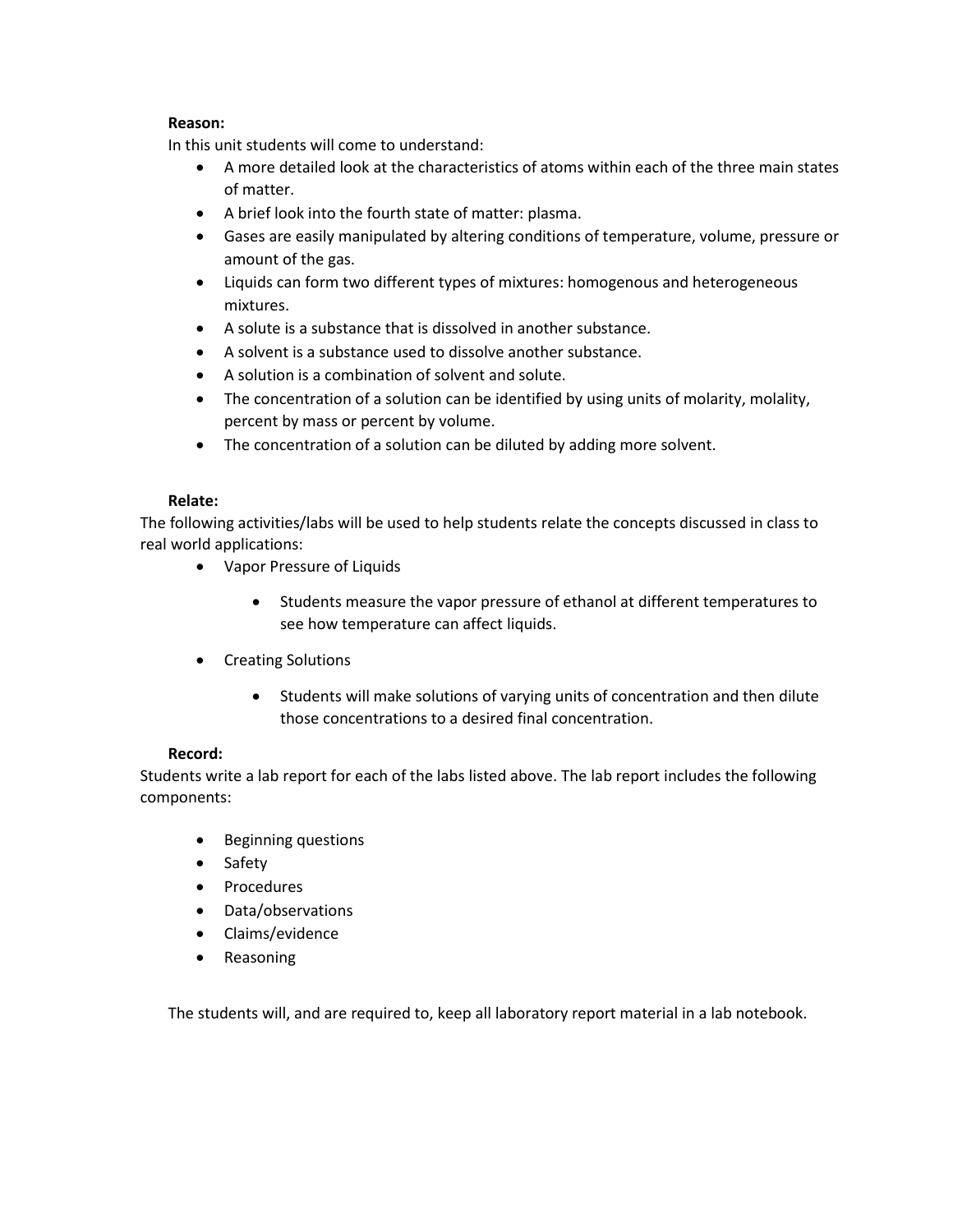**Reason:**

In this unit students will come to understand:

- A more detailed look at the characteristics of atoms within each of the three main states of matter.
- A brief look into the fourth state of matter: plasma.
- Gases are easily manipulated by altering conditions of temperature, volume, pressure or amount of the gas.
- Liquids can form two different types of mixtures: homogenous and heterogeneous mixtures.
- A solute is a substance that is dissolved in another substance.
- A solvent is a substance used to dissolve another substance.
- A solution is a combination of solvent and solute.
- The concentration of a solution can be identified by using units of molarity, molality, percent by mass or percent by volume.
- The concentration of a solution can be diluted by adding more solvent.

**Relate:**

The following activities/labs will be used to help students relate the concepts discussed in class to real world applications:

- Vapor Pressure of Liquids
    - Students measure the vapor pressure of ethanol at different temperatures to see how temperature can affect liquids.
- Creating Solutions
    - Students will make solutions of varying units of concentration and then dilute those concentrations to a desired final concentration.

**Record:**

Students write a lab report for each of the labs listed above. The lab report includes the following components:

- Beginning questions
- Safety
- Procedures
- Data/observations
- Claims/evidence
- Reasoning

The students will, and are required to, keep all laboratory report material in a lab notebook.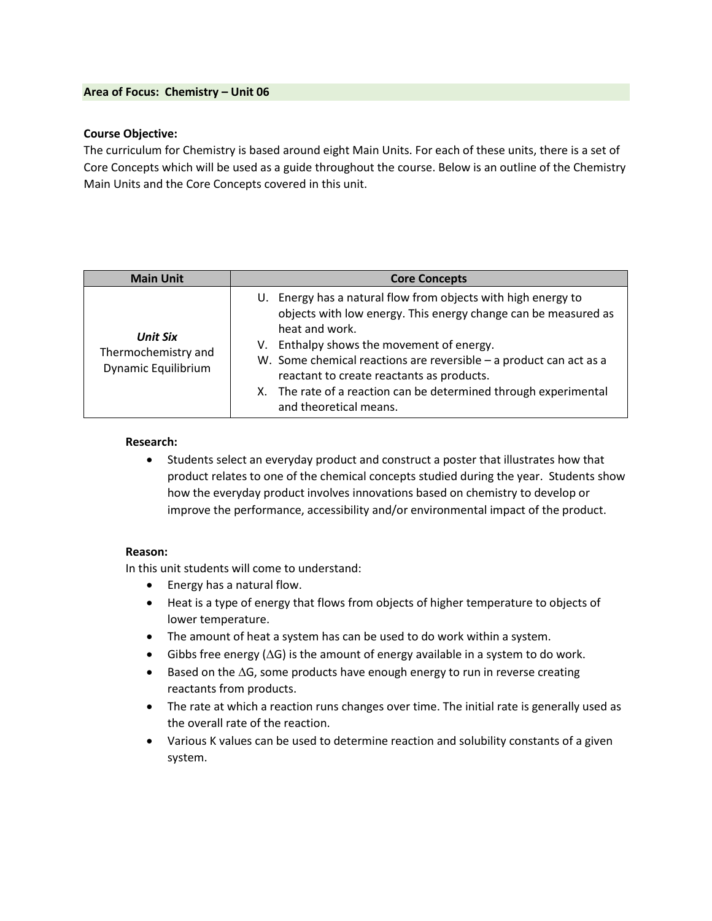**Area of Focus: Chemistry – Unit 06**

**Course Objective:**
The curriculum for Chemistry is based around eight Main Units. For each of these units, there is a set of Core Concepts which will be used as a guide throughout the course. Below is an outline of the Chemistry Main Units and the Core Concepts covered in this unit.

| Main Unit | Core Concepts |
|---|---|
| ***Unit Six*** Thermochemistry and Dynamic Equilibrium | U. Energy has a natural flow from objects with high energy to objects with low energy. This energy change can be measured as heat and work. <br> V. Enthalpy shows the movement of energy. <br> W. Some chemical reactions are reversible – a product can act as a reactant to create reactants as products. <br> X. The rate of a reaction can be determined through experimental and theoretical means. |

**Research:**

- Students select an everyday product and construct a poster that illustrates how that product relates to one of the chemical concepts studied during the year. Students show how the everyday product involves innovations based on chemistry to develop or improve the performance, accessibility and/or environmental impact of the product.

**Reason:**

In this unit students will come to understand:

- Energy has a natural flow.
- Heat is a type of energy that flows from objects of higher temperature to objects of lower temperature.
- The amount of heat a system has can be used to do work within a system.
- Gibbs free energy ($\Delta G$) is the amount of energy available in a system to do work.
- Based on the $\Delta G$, some products have enough energy to run in reverse creating reactants from products.
- The rate at which a reaction runs changes over time. The initial rate is generally used as the overall rate of the reaction.
- Various K values can be used to determine reaction and solubility constants of a given system.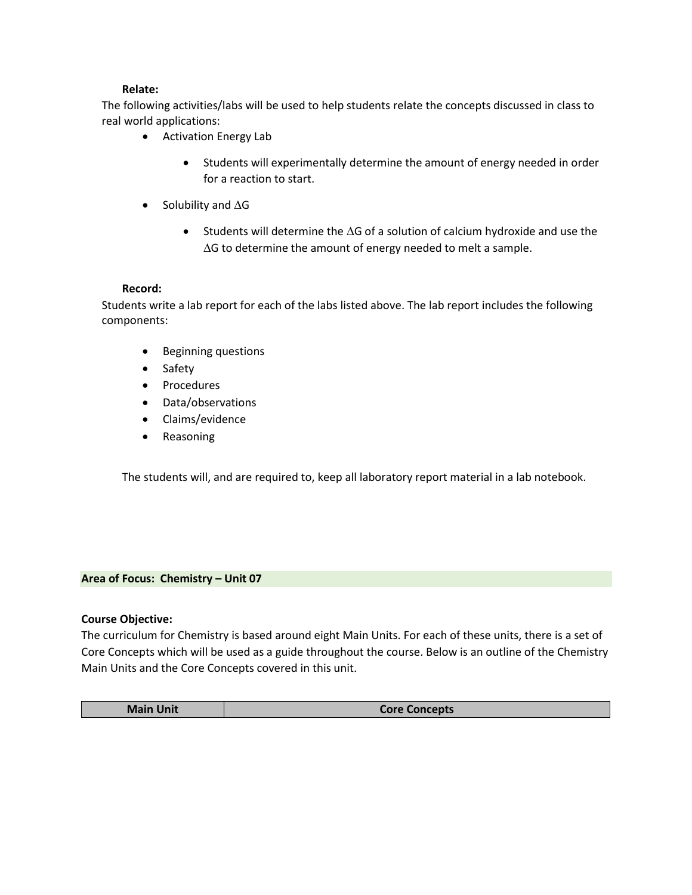**Relate:**

The following activities/labs will be used to help students relate the concepts discussed in class to real world applications:

- Activation Energy Lab
  - Students will experimentally determine the amount of energy needed in order for a reaction to start.
- Solubility and $\Delta G$
  - Students will determine the $\Delta G$ of a solution of calcium hydroxide and use the $\Delta G$ to determine the amount of energy needed to melt a sample.

**Record:**

Students write a lab report for each of the labs listed above. The lab report includes the following components:

- Beginning questions
- Safety
- Procedures
- Data/observations
- Claims/evidence
- Reasoning

The students will, and are required to, keep all laboratory report material in a lab notebook.

**Area of Focus: Chemistry – Unit 07**

**Course Objective:**

The curriculum for Chemistry is based around eight Main Units. For each of these units, there is a set of Core Concepts which will be used as a guide throughout the course. Below is an outline of the Chemistry Main Units and the Core Concepts covered in this unit.

| Main Unit | Core Concepts |
| --- | --- |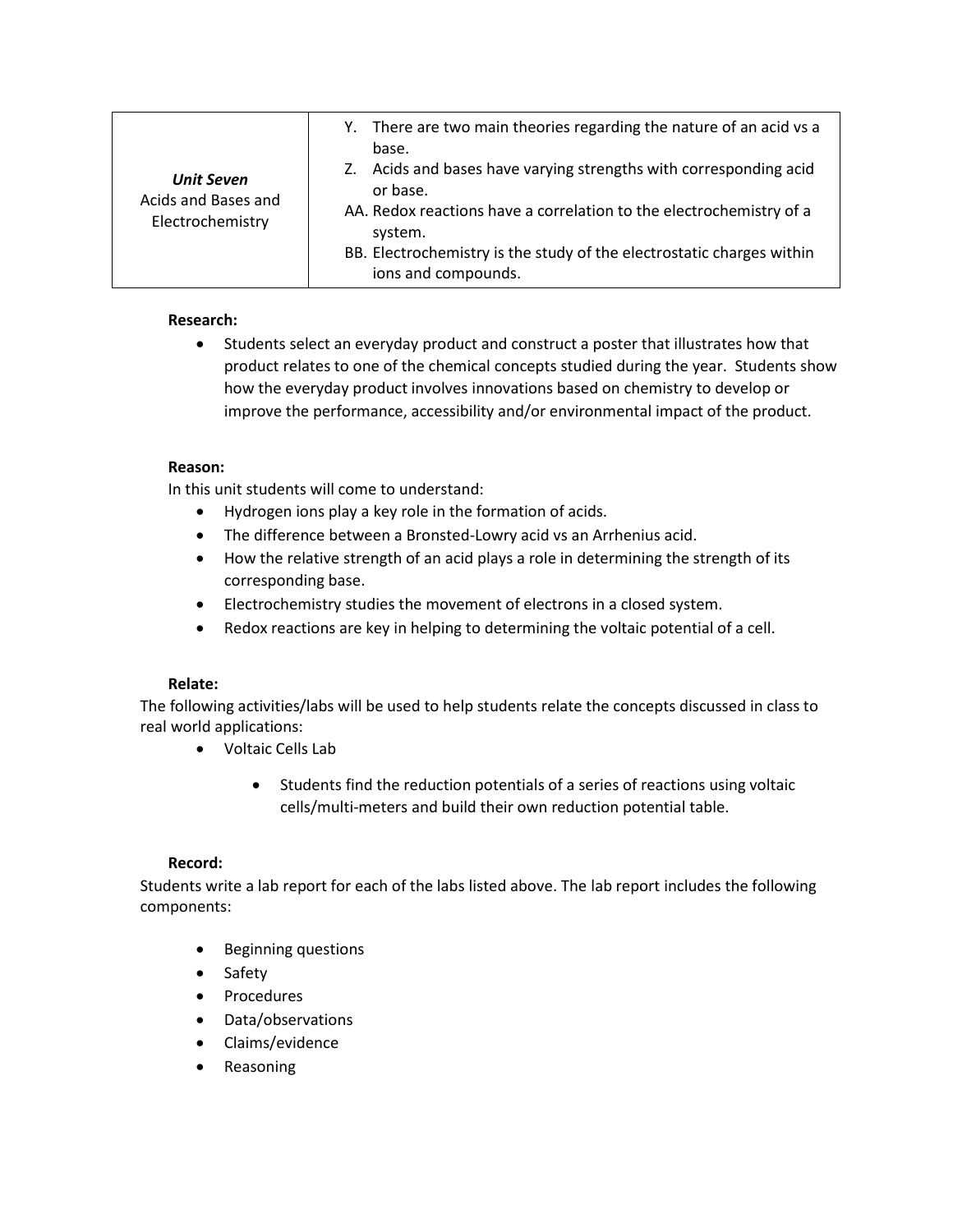| | |
|---|---|
| ***Unit Seven***<br>Acids and Bases and Electrochemistry | Y. There are two main theories regarding the nature of an acid vs a base.<br>Z. Acids and bases have varying strengths with corresponding acid or base.<br>AA. Redox reactions have a correlation to the electrochemistry of a system.<br>BB. Electrochemistry is the study of the electrostatic charges within ions and compounds. |

**Research:**

- Students select an everyday product and construct a poster that illustrates how that product relates to one of the chemical concepts studied during the year. Students show how the everyday product involves innovations based on chemistry to develop or improve the performance, accessibility and/or environmental impact of the product.

**Reason:**

In this unit students will come to understand:

- Hydrogen ions play a key role in the formation of acids.
- The difference between a Bronsted-Lowry acid vs an Arrhenius acid.
- How the relative strength of an acid plays a role in determining the strength of its corresponding base.
- Electrochemistry studies the movement of electrons in a closed system.
- Redox reactions are key in helping to determining the voltaic potential of a cell.

**Relate:**

The following activities/labs will be used to help students relate the concepts discussed in class to real world applications:

- Voltaic Cells Lab
    - Students find the reduction potentials of a series of reactions using voltaic cells/multi-meters and build their own reduction potential table.

**Record:**

Students write a lab report for each of the labs listed above. The lab report includes the following components:

- Beginning questions
- Safety
- Procedures
- Data/observations
- Claims/evidence
- Reasoning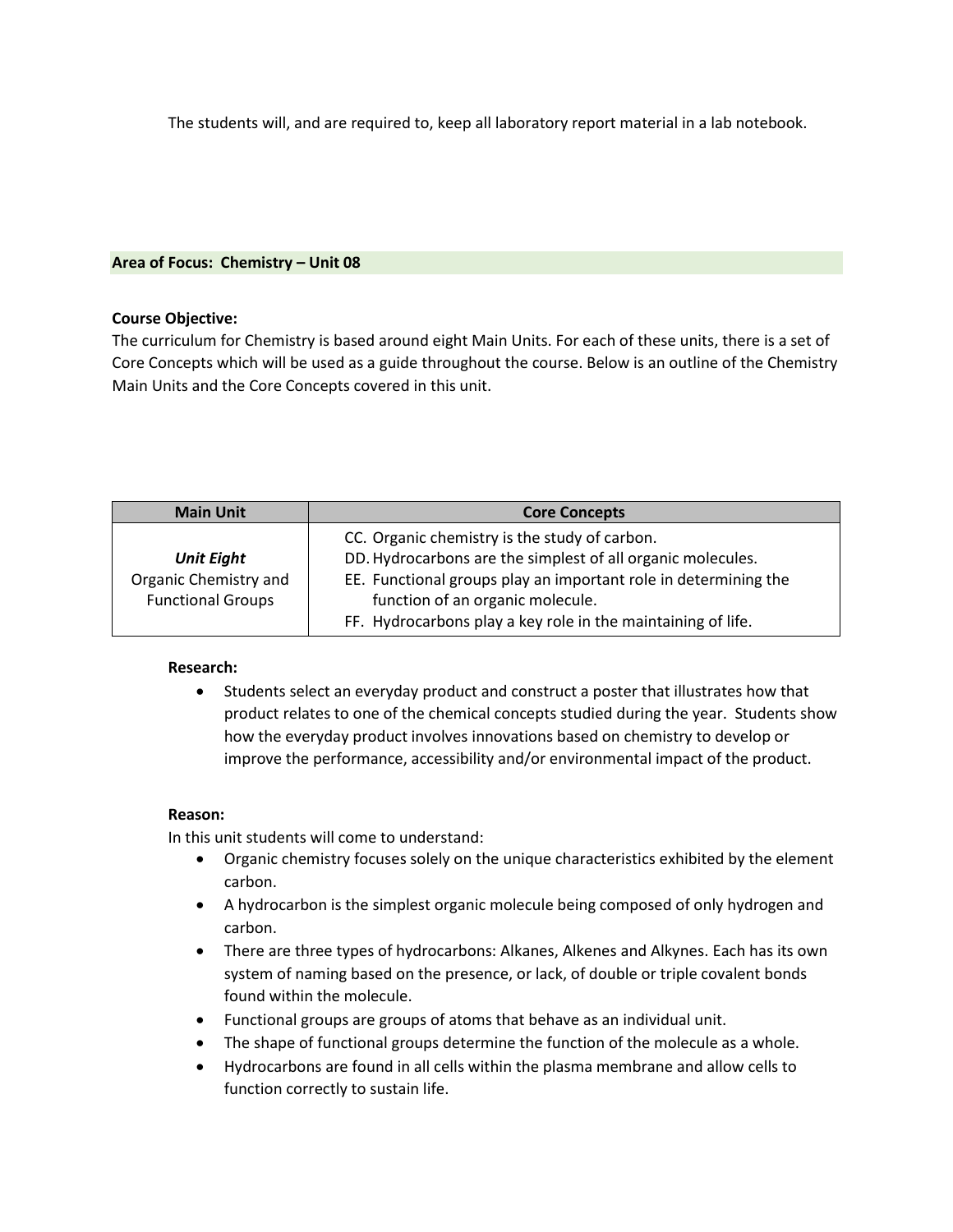The students will, and are required to, keep all laboratory report material in a lab notebook.

**Area of Focus: Chemistry – Unit 08**

**Course Objective:**
The curriculum for Chemistry is based around eight Main Units. For each of these units, there is a set of Core Concepts which will be used as a guide throughout the course. Below is an outline of the Chemistry Main Units and the Core Concepts covered in this unit.

| Main Unit | Core Concepts |
|---|---|
| ***Unit Eight*** Organic Chemistry and Functional Groups | CC. Organic chemistry is the study of carbon.<br>DD. Hydrocarbons are the simplest of all organic molecules.<br>EE. Functional groups play an important role in determining the function of an organic molecule.<br>FF. Hydrocarbons play a key role in the maintaining of life. |

**Research:**

- Students select an everyday product and construct a poster that illustrates how that product relates to one of the chemical concepts studied during the year. Students show how the everyday product involves innovations based on chemistry to develop or improve the performance, accessibility and/or environmental impact of the product.

**Reason:**
In this unit students will come to understand:

- Organic chemistry focuses solely on the unique characteristics exhibited by the element carbon.
- A hydrocarbon is the simplest organic molecule being composed of only hydrogen and carbon.
- There are three types of hydrocarbons: Alkanes, Alkenes and Alkynes. Each has its own system of naming based on the presence, or lack, of double or triple covalent bonds found within the molecule.
- Functional groups are groups of atoms that behave as an individual unit.
- The shape of functional groups determine the function of the molecule as a whole.
- Hydrocarbons are found in all cells within the plasma membrane and allow cells to function correctly to sustain life.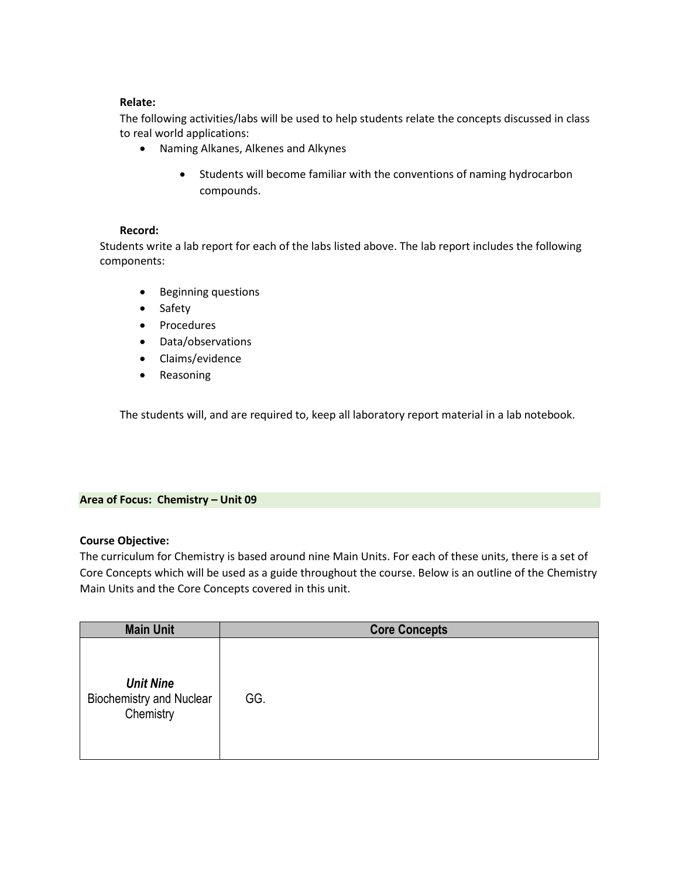**Relate:**

The following activities/labs will be used to help students relate the concepts discussed in class to real world applications:

- Naming Alkanes, Alkenes and Alkynes
    - Students will become familiar with the conventions of naming hydrocarbon compounds.

**Record:**

Students write a lab report for each of the labs listed above. The lab report includes the following components:

- Beginning questions
- Safety
- Procedures
- Data/observations
- Claims/evidence
- Reasoning

The students will, and are required to, keep all laboratory report material in a lab notebook.

**Area of Focus: Chemistry – Unit 09**

**Course Objective:**

The curriculum for Chemistry is based around nine Main Units. For each of these units, there is a set of Core Concepts which will be used as a guide throughout the course. Below is an outline of the Chemistry Main Units and the Core Concepts covered in this unit.

| Main Unit | Core Concepts |
|---|---|
| ***Unit Nine*** Biochemistry and Nuclear Chemistry | GG. |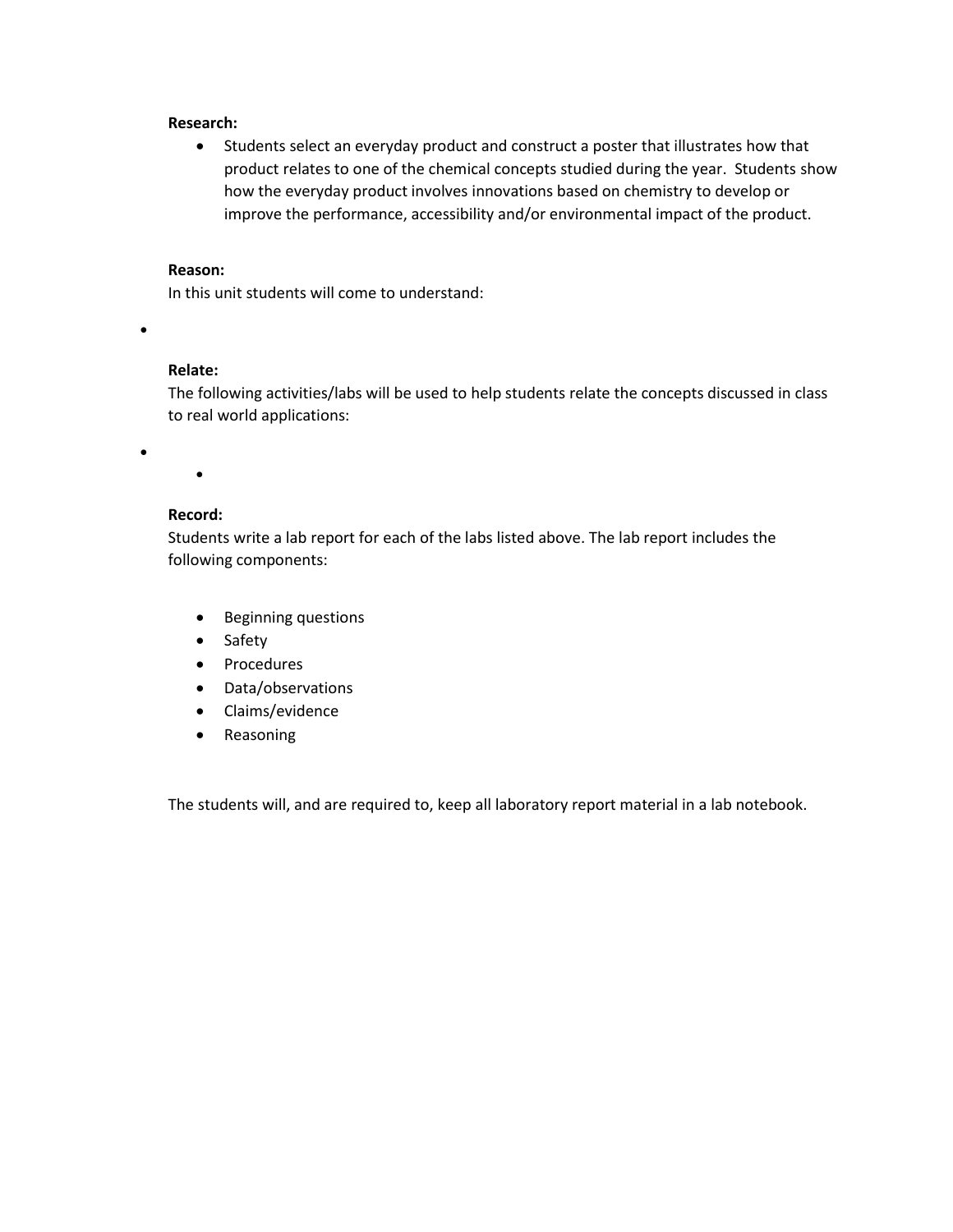**Research:**

- Students select an everyday product and construct a poster that illustrates how that product relates to one of the chemical concepts studied during the year. Students show how the everyday product involves innovations based on chemistry to develop or improve the performance, accessibility and/or environmental impact of the product.

**Reason:**

In this unit students will come to understand:

- 

**Relate:**

The following activities/labs will be used to help students relate the concepts discussed in class to real world applications:

- 
  - 

**Record:**

Students write a lab report for each of the labs listed above. The lab report includes the following components:

- Beginning questions
- Safety
- Procedures
- Data/observations
- Claims/evidence
- Reasoning

The students will, and are required to, keep all laboratory report material in a lab notebook.